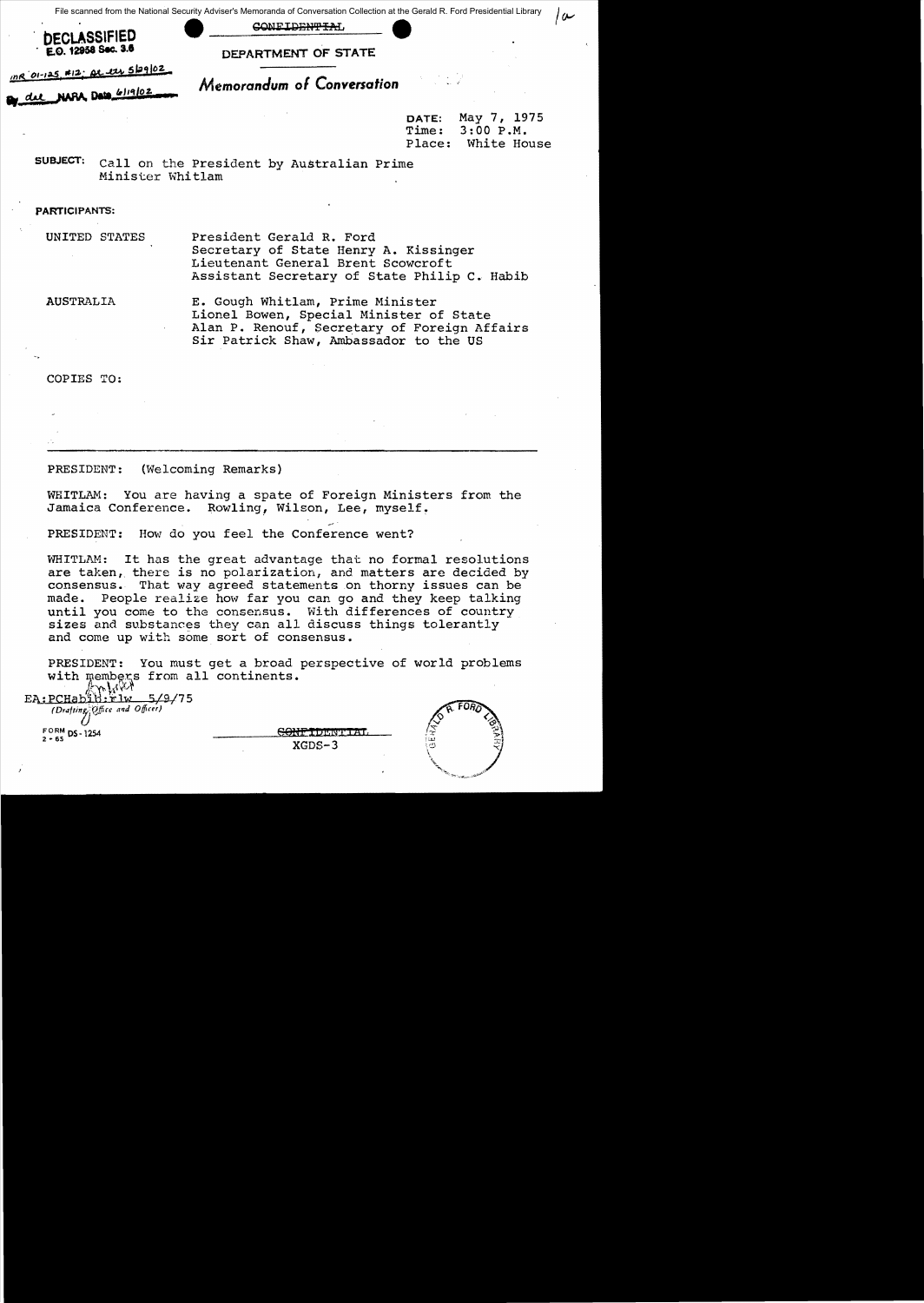File scanned from the National Security Adviser's Memoranda of Conversation Collection at the Gerald R. Ford Presidential Library

**DECLASSIFIED**
E.O. 12958 Sec. 3.6
MR 01-125, #12; St. Ltr 5/29/02
By dal NARA, Date 6/19/02

~~CONFIDENTIAL~~

DEPARTMENT OF STATE

# Memorandum of Conversation

DATE: May 7, 1975
Time: 3:00 P.M.
Place: White House

**SUBJECT:** Call on the President by Australian Prime Minister Whitlam

**PARTICIPANTS:**

UNITED STATES
- President Gerald R. Ford
- Secretary of State Henry A. Kissinger
- Lieutenant General Brent Scowcroft
- Assistant Secretary of State Philip C. Habib

AUSTRALIA
- E. Gough Whitlam, Prime Minister
- Lionel Bowen, Special Minister of State
- Alan P. Renouf, Secretary of Foreign Affairs
- Sir Patrick Shaw, Ambassador to the US

COPIES TO:

---

PRESIDENT: (Welcoming Remarks)

WHITLAM: You are having a spate of Foreign Ministers from the Jamaica Conference. Rowling, Wilson, Lee, myself.

PRESIDENT: How do you feel the Conference went?

WHITLAM: It has the great advantage that no formal resolutions are taken, there is no polarization, and matters are decided by consensus. That way agreed statements on thorny issues can be made. People realize how far you can go and they keep talking until you come to the consensus. With differences of country sizes and substances they can all discuss things tolerantly and come up with some sort of consensus.

PRESIDENT: You must get a broad perspective of world problems with members from all continents.

EA:PCHabib:rlw 5/9/75
(Drafting Office and Officer)

FORM DS-1254
2-65

~~CONFIDENTIAL~~
XGDS-3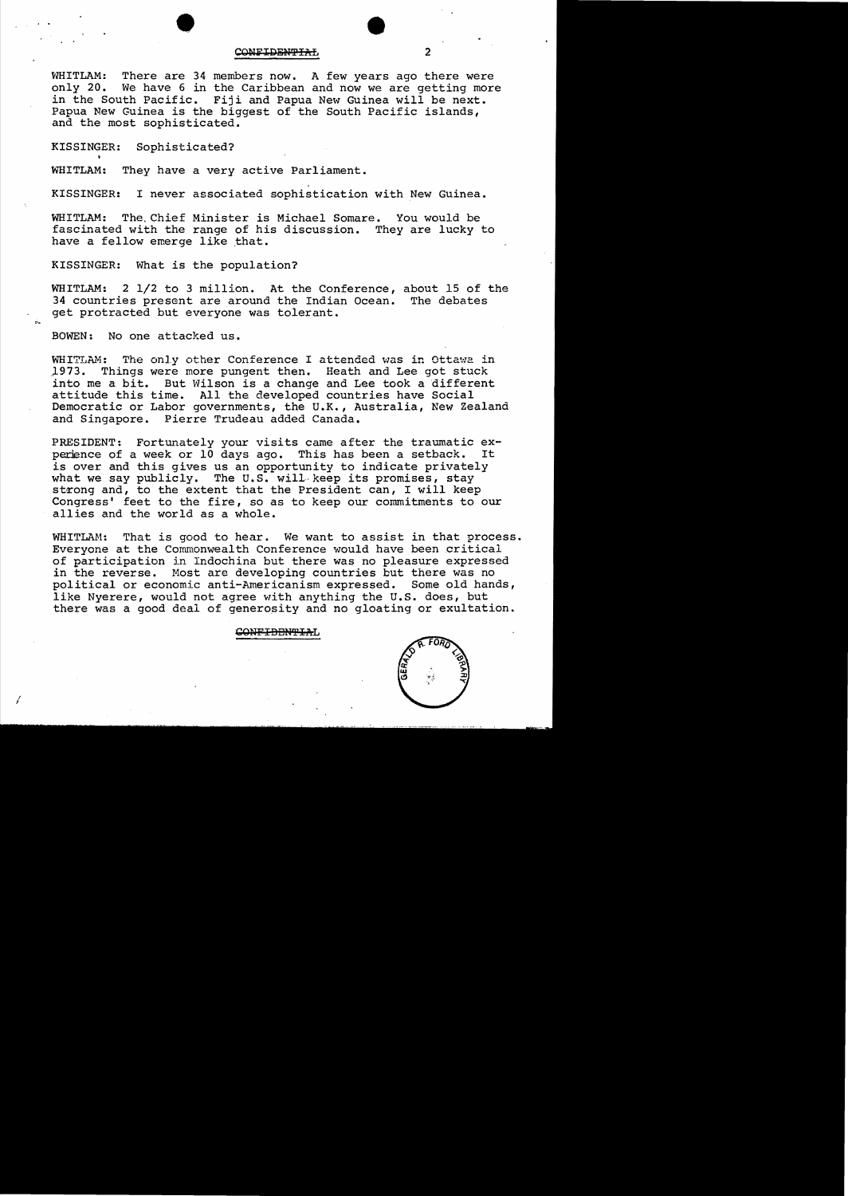WHITLAM: There are 34 members now. A few years ago there were only 20. We have 6 in the Caribbean and now we are getting more in the South Pacific. Fiji and Papua New Guinea will be next. Papua New Guinea is the biggest of the South Pacific islands, and the most sophisticated.

KISSINGER: Sophisticated?

WHITLAM: They have a very active Parliament.

KISSINGER: I never associated sophistication with New Guinea.

WHITLAM: The Chief Minister is Michael Somare. You would be fascinated with the range of his discussion. They are lucky to have a fellow emerge like that.

KISSINGER: What is the population?

WHITLAM: 2 1/2 to 3 million. At the Conference, about 15 of the 34 countries present are around the Indian Ocean. The debates get protracted but everyone was tolerant.

BOWEN: No one attacked us.

WHITLAM: The only other Conference I attended was in Ottawa in 1973. Things were more pungent then. Heath and Lee got stuck into me a bit. But Wilson is a change and Lee took a different attitude this time. All the developed countries have Social Democratic or Labor governments, the U.K., Australia, New Zealand and Singapore. Pierre Trudeau added Canada.

PRESIDENT: Fortunately your visits came after the traumatic experience of a week or 10 days ago. This has been a setback. It is over and this gives us an opportunity to indicate privately what we say publicly. The U.S. will keep its promises, stay strong and, to the extent that the President can, I will keep Congress' feet to the fire, so as to keep our commitments to our allies and the world as a whole.

WHITLAM: That is good to hear. We want to assist in that process. Everyone at the Commonwealth Conference would have been critical of participation in Indochina but there was no pleasure expressed in the reverse. Most are developing countries but there was no political or economic anti-Americanism expressed. Some old hands, like Nyerere, would not agree with anything the U.S. does, but there was a good deal of generosity and no gloating or exultation.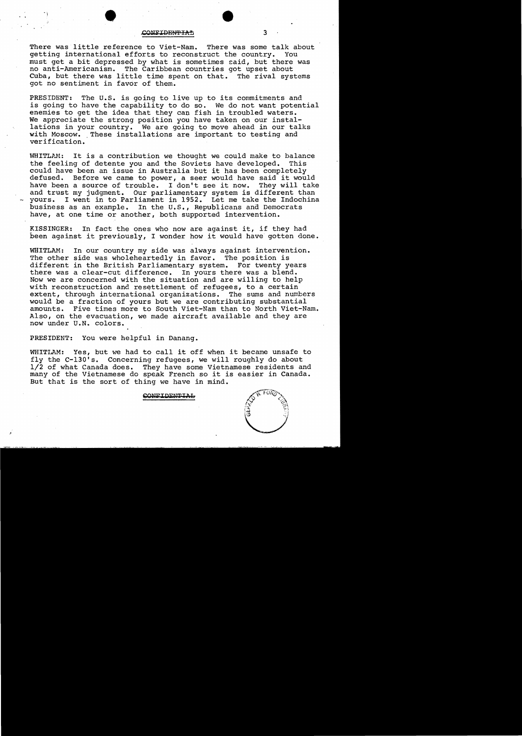There was little reference to Viet-Nam. There was some talk about getting international efforts to reconstruct the country. You must get a bit depressed by what is sometimes said, but there was no anti-Americanism. The Caribbean countries got upset about Cuba, but there was little time spent on that. The rival systems got no sentiment in favor of them.

PRESIDENT: The U.S. is going to live up to its commitments and is going to have the capability to do so. We do not want potential enemies to get the idea that they can fish in troubled waters. We appreciate the strong position you have taken on our installations in your country. We are going to move ahead in our talks with Moscow. These installations are important to testing and verification.

WHITLAM: It is a contribution we thought we could make to balance the feeling of detente you and the Soviets have developed. This could have been an issue in Australia but it has been completely defused. Before we came to power, a seer would have said it would have been a source of trouble. I don't see it now. They will take and trust my judgment. Our parliamentary system is different than yours. I went in to Parliament in 1952. Let me take the Indochina business as an example. In the U.S., Republicans and Democrats have, at one time or another, both supported intervention.

KISSINGER: In fact the ones who now are against it, if they had been against it previously, I wonder how it would have gotten done.

WHITLAM: In our country my side was always against intervention. The other side was wholeheartedly in favor. The position is different in the British Parliamentary system. For twenty years there was a clear-cut difference. In yours there was a blend. Now we are concerned with the situation and are willing to help with reconstruction and resettlement of refugees, to a certain extent, through international organizations. The sums and numbers would be a fraction of yours but we are contributing substantial amounts. Five times more to South Viet-Nam than to North Viet-Nam. Also, on the evacuation, we made aircraft available and they are now under U.N. colors.

PRESIDENT: You were helpful in Danang.

WHITLAM: Yes, but we had to call it off when it became unsafe to fly the C-130's. Concerning refugees, we will roughly do about 1/2 of what Canada does. They have some Vietnamese residents and many of the Vietnamese do speak French so it is easier in Canada. But that is the sort of thing we have in mind.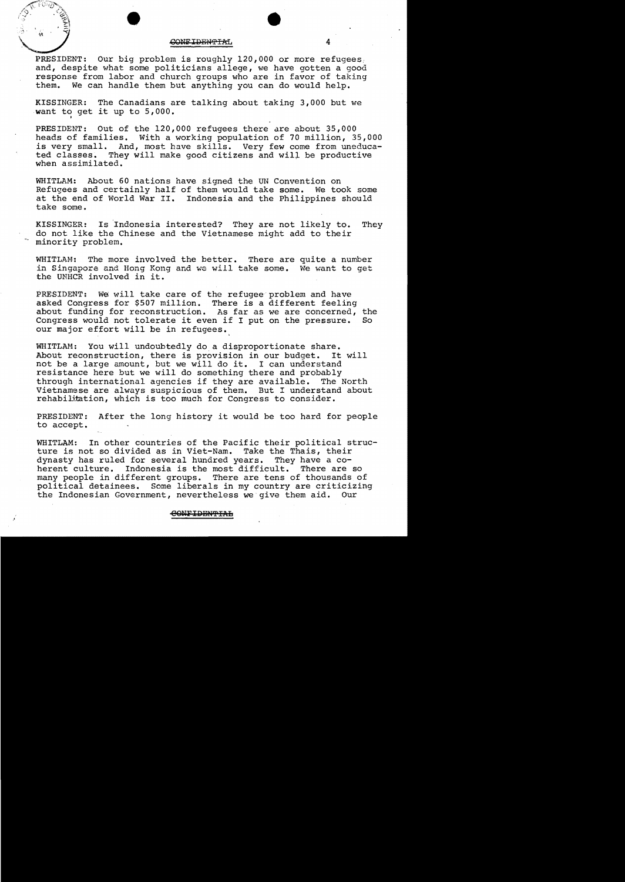PRESIDENT: Our big problem is roughly 120,000 or more refugees and, despite what some politicians allege, we have gotten a good response from labor and church groups who are in favor of taking them. We can handle them but anything you can do would help.

KISSINGER: The Canadians are talking about taking 3,000 but we want to get it up to 5,000.

PRESIDENT: Out of the 120,000 refugees there are about 35,000 heads of families. With a working population of 70 million, 35,000 is very small. And, most have skills. Very few come from uneducated classes. They will make good citizens and will be productive when assimilated.

WHITLAM: About 60 nations have signed the UN Convention on Refugees and certainly half of them would take some. We took some at the end of World War II. Indonesia and the Philippines should take some.

KISSINGER: Is Indonesia interested? They are not likely to. They do not like the Chinese and the Vietnamese might add to their minority problem.

WHITLAM: The more involved the better. There are quite a number in Singapore and Hong Kong and we will take some. We want to get the UNHCR involved in it.

PRESIDENT: We will take care of the refugee problem and have asked Congress for $507 million. There is a different feeling about funding for reconstruction. As far as we are concerned, the Congress would not tolerate it even if I put on the pressure. So our major effort will be in refugees.

WHITLAM: You will undoubtedly do a disproportionate share. About reconstruction, there is provision in our budget. It will not be a large amount, but we will do it. I can understand resistance here but we will do something there and probably through international agencies if they are available. The North Vietnamese are always suspicious of them. But I understand about rehabilitation, which is too much for Congress to consider.

PRESIDENT: After the long history it would be too hard for people to accept.

WHITLAM: In other countries of the Pacific their political structure is not so divided as in Viet-Nam. Take the Thais, their dynasty has ruled for several hundred years. They have a coherent culture. Indonesia is the most difficult. There are so many people in different groups. There are tens of thousands of political detainees. Some liberals in my country are criticizing the Indonesian Government, nevertheless we give them aid. Our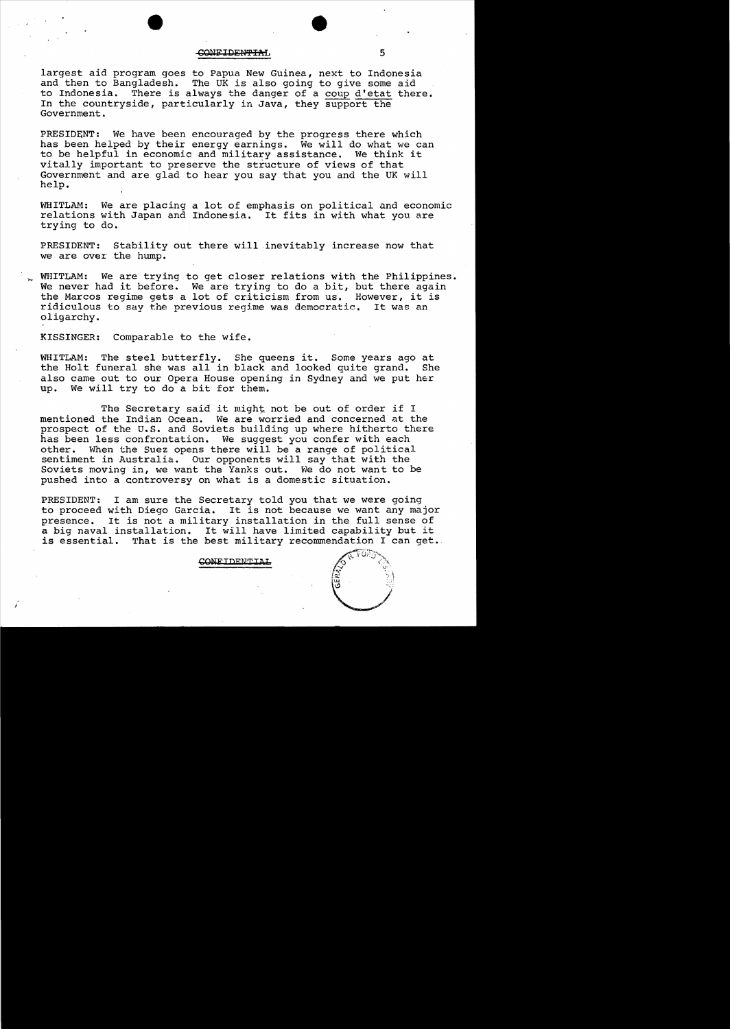largest aid program goes to Papua New Guinea, next to Indonesia and then to Bangladesh. The UK is also going to give some aid to Indonesia. There is always the danger of a coup d'etat there. In the countryside, particularly in Java, they support the Government.

PRESIDENT: We have been encouraged by the progress there which has been helped by their energy earnings. We will do what we can to be helpful in economic and military assistance. We think it vitally important to preserve the structure of views of that Government and are glad to hear you say that you and the UK will help.

WHITLAM: We are placing a lot of emphasis on political and economic relations with Japan and Indonesia. It fits in with what you are trying to do.

PRESIDENT: Stability out there will inevitably increase now that we are over the hump.

WHITLAM: We are trying to get closer relations with the Philippines. We never had it before. We are trying to do a bit, but there again the Marcos regime gets a lot of criticism from us. However, it is ridiculous to say the previous regime was democratic. It was an oligarchy.

KISSINGER: Comparable to the wife.

WHITLAM: The steel butterfly. She queens it. Some years ago at the Holt funeral she was all in black and looked quite grand. She also came out to our Opera House opening in Sydney and we put her up. We will try to do a bit for them.

The Secretary said it might not be out of order if I mentioned the Indian Ocean. We are worried and concerned at the prospect of the U.S. and Soviets building up where hitherto there has been less confrontation. We suggest you confer with each other. When the Suez opens there will be a range of political sentiment in Australia. Our opponents will say that with the Soviets moving in, we want the Yanks out. We do not want to be pushed into a controversy on what is a domestic situation.

PRESIDENT: I am sure the Secretary told you that we were going to proceed with Diego Garcia. It is not because we want any major presence. It is not a military installation in the full sense of a big naval installation. It will have limited capability but it is essential. That is the best military recommendation I can get.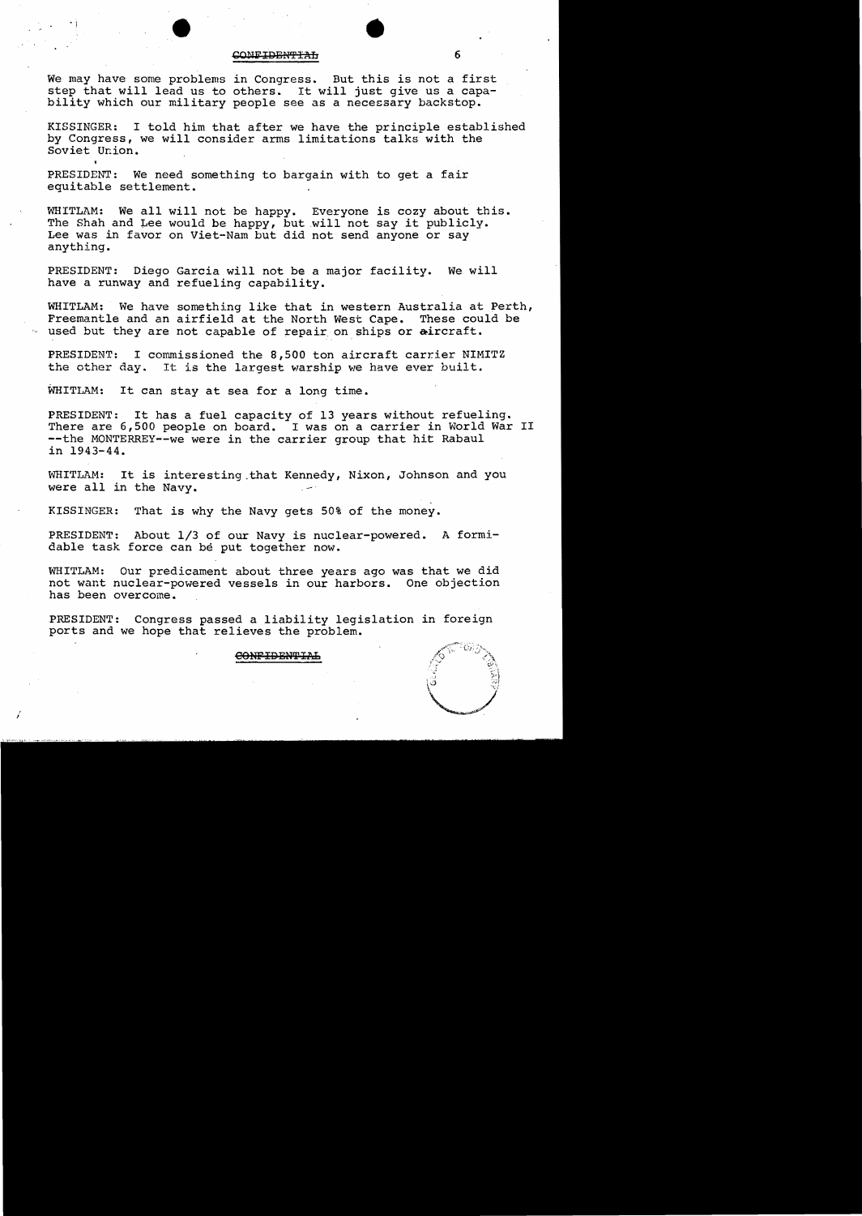We may have some problems in Congress. But this is not a first step that will lead us to others. It will just give us a capability which our military people see as a necessary backstop.

KISSINGER: I told him that after we have the principle established by Congress, we will consider arms limitations talks with the Soviet Union.

PRESIDENT: We need something to bargain with to get a fair equitable settlement.

WHITLAM: We all will not be happy. Everyone is cozy about this. The Shah and Lee would be happy, but will not say it publicly. Lee was in favor on Viet-Nam but did not send anyone or say anything.

PRESIDENT: Diego Garcia will not be a major facility. We will have a runway and refueling capability.

WHITLAM: We have something like that in western Australia at Perth, Freemantle and an airfield at the North West Cape. These could be used but they are not capable of repair on ships or aircraft.

PRESIDENT: I commissioned the 8,500 ton aircraft carrier NIMITZ the other day. It is the largest warship we have ever built.

WHITLAM: It can stay at sea for a long time.

PRESIDENT: It has a fuel capacity of 13 years without refueling. There are 6,500 people on board. I was on a carrier in World War II --the MONTERREY--we were in the carrier group that hit Rabaul in 1943-44.

WHITLAM: It is interesting that Kennedy, Nixon, Johnson and you were all in the Navy.

KISSINGER: That is why the Navy gets 50% of the money.

PRESIDENT: About 1/3 of our Navy is nuclear-powered. A formidable task force can bé put together now.

WHITLAM: Our predicament about three years ago was that we did not want nuclear-powered vessels in our harbors. One objection has been overcome.

PRESIDENT: Congress passed a liability legislation in foreign ports and we hope that relieves the problem.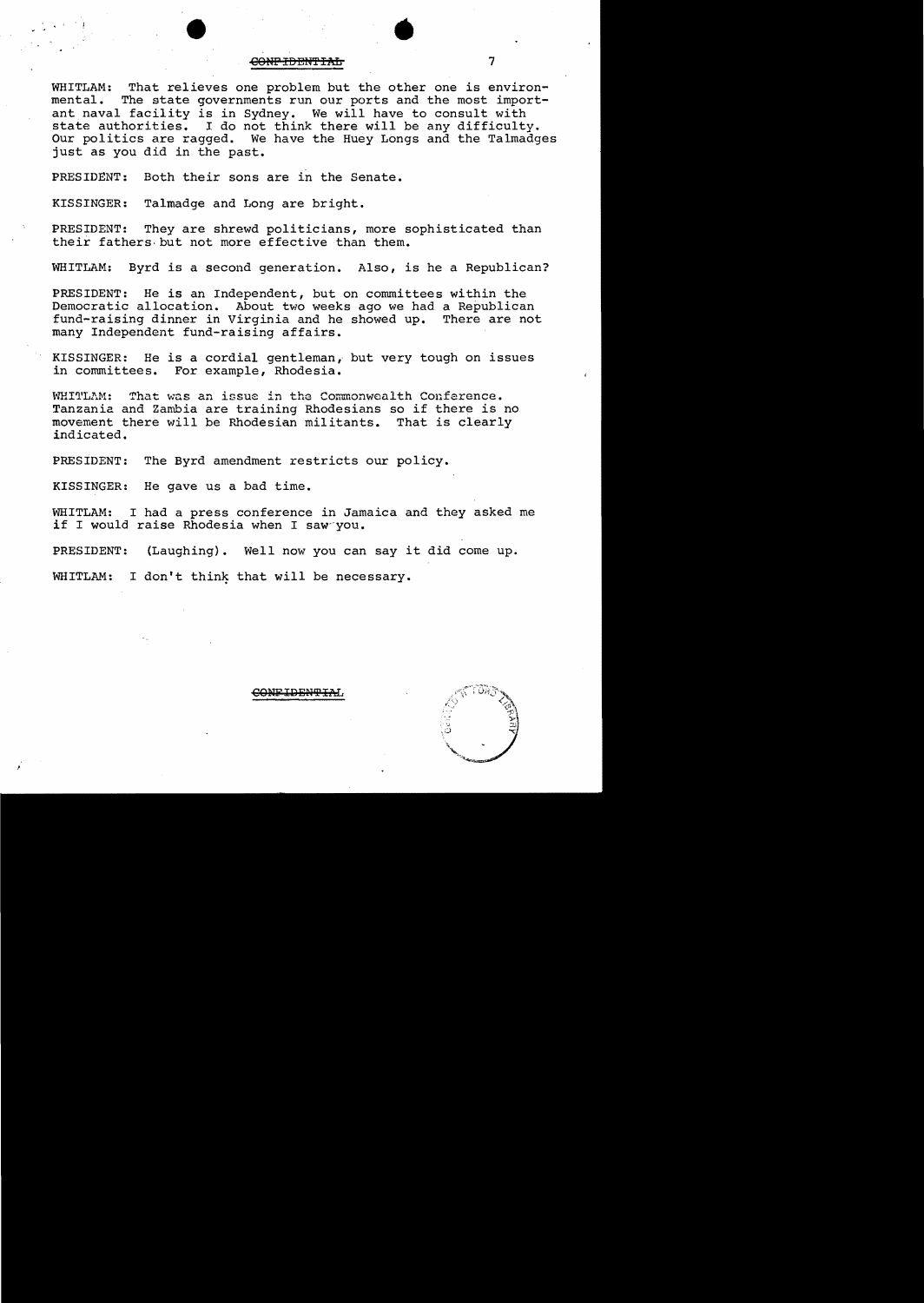WHITLAM: That relieves one problem but the other one is environmental. The state governments run our ports and the most important naval facility is in Sydney. We will have to consult with state authorities. I do not think there will be any difficulty. Our politics are ragged. We have the Huey Longs and the Talmadges just as you did in the past.

PRESIDENT: Both their sons are in the Senate.

KISSINGER: Talmadge and Long are bright.

PRESIDENT: They are shrewd politicians, more sophisticated than their fathers but not more effective than them.

WHITLAM: Byrd is a second generation. Also, is he a Republican?

PRESIDENT: He is an Independent, but on committees within the Democratic allocation. About two weeks ago we had a Republican fund-raising dinner in Virginia and he showed up. There are not many Independent fund-raising affairs.

KISSINGER: He is a cordial gentleman, but very tough on issues in committees. For example, Rhodesia.

WHITLAM: That was an issue in the Commonwealth Conference. Tanzania and Zambia are training Rhodesians so if there is no movement there will be Rhodesian militants. That is clearly indicated.

PRESIDENT: The Byrd amendment restricts our policy.

KISSINGER: He gave us a bad time.

WHITLAM: I had a press conference in Jamaica and they asked me if I would raise Rhodesia when I saw you.

PRESIDENT: (Laughing). Well now you can say it did come up.

WHITLAM: I don't think that will be necessary.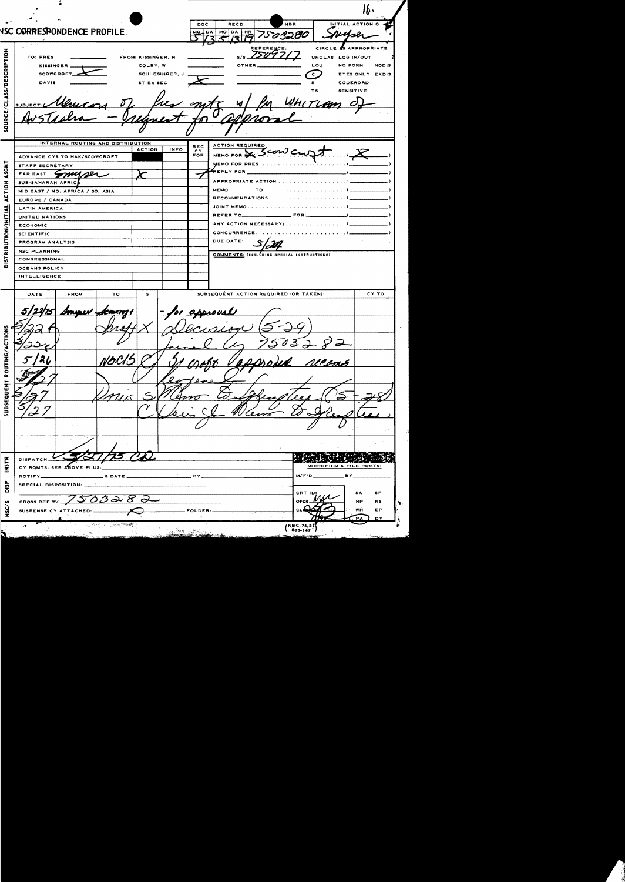16.

# NSC CORRESPONDENCE PROFILE

| DOC MO | DA | RECD MO | DA | HR | NBR | INITIAL ACTION O |
|---|---|---|---|---|---|---|
| 5 | 13 | 5 | 13 | 19 | 7503280 | Smyser |

**SOURCE/CLASS/DESCRIPTION**

TO: PRES, KISSINGER, SCOWCROFT X, DAVIS

FROM: KISSINGER, H; COLBY, W; SCHLESINGER, J; ST EX SEC X

REFERENCE: S/S 7509717

OTHER

CIRCLE AS APPROPRIATE: UNCLAS LOG IN/OUT; LOU; NO FORN; NODIS; (C); EYES ONLY; EXDIS; S; CODEWORD; TS; SENSITIVE

SUBJECT: Memcons of Pres mtg w/ PM Whitlam of Australia – request for approval

**DISTRIBUTION/INITIAL ACTION ASGMT**

| INTERNAL ROUTING AND DISTRIBUTION | ACTION | INFO | REC CY FOR |
|---|---|---|---|
| ADVANCE CYS TO HAK/SCOWCROFT | | | |
| STAFF SECRETARY | | | |
| FAR EAST Smyser | X | | ✓ |
| SUB-SAHARAN AFRICA | | | |
| MID EAST / NO. AFRICA / SO. ASIA | | | |
| EUROPE / CANADA | | | |
| LATIN AMERICA | | | |
| UNITED NATIONS | | | |
| ECONOMIC | | | |
| SCIENTIFIC | | | |
| PROGRAM ANALYSIS | | | |
| NSC PLANNING | | | |
| CONGRESSIONAL | | | |
| OCEANS POLICY | | | |
| INTELLIGENCE | | | |

ACTION REQUIRED:
- MEMO FOR ~~HK~~ Scowcroft ........ (X)
- MEMO FOR PRES
- REPLY FOR
- APPROPRIATE ACTION
- MEMO ___ TO ___
- RECOMMENDATIONS
- JOINT MEMO
- REFER TO ___ FOR: ___
- ANY ACTION NECESSARY?
- CONCURRENCE

DUE DATE: 5/24

COMMENTS: (INCLUDING SPECIAL INSTRUCTIONS)

**SUBSEQUENT ROUTING/ACTIONS**

| DATE | FROM | TO | S | SUBSEQUENT ACTION REQUIRED (OR TAKEN): | CY TO |
|---|---|---|---|---|---|
| 5/22/75 | Smyser | Scowcroft | | for approval | |
| 5/22 | | Scroft | X | Decision (5-29) | |
| 5/22 | | | | Jwd by 7503282 | |
| 5/26 | | NSCIS | C | Scroft approved recoms | |
| 5/27 | | | | Reference | |
| 5/27 | | Davis | S | Memo to Springsteen (5-28) | |
| 5/27 | | | C | Davis sgd Memo to Springsteen | |

DISPATCH 5/27/75 CD

CY RQMTS: SEE ABOVE PLUS:

NOTIFY ___ & DATE ___ BY ___

SPECIAL DISPOSITION:

CROSS REF W/ 7503282

SUSPENSE CY ATTACHED: X FOLDER:

MICROFILM & FILE RQMTS:

M/F'D ___ BY ___

CRT ID:

OPEN MW

CL

SA SF HP NS WH EP PA DY

(NSC-74-21) 833-147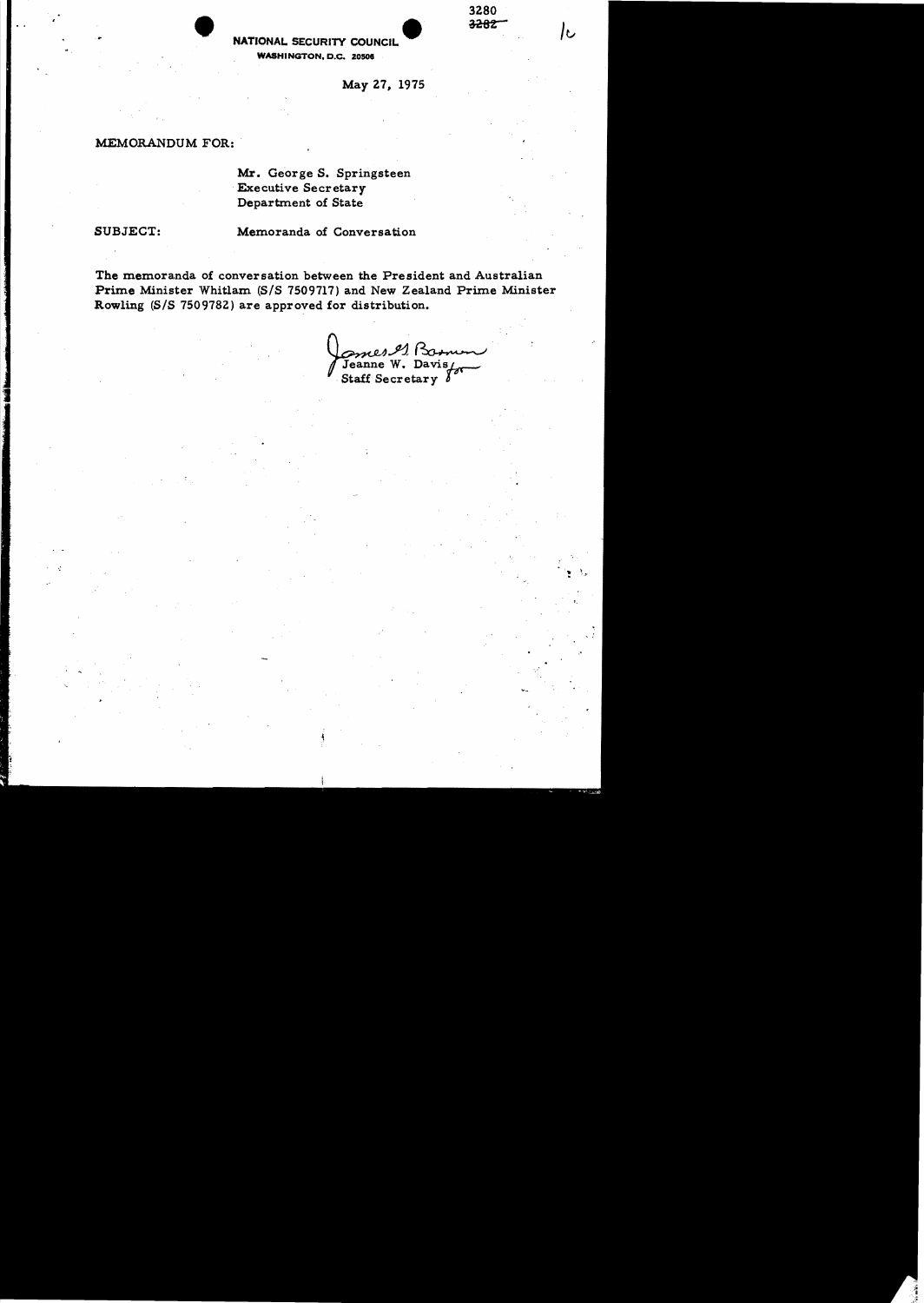3280
~~3282~~

**NATIONAL SECURITY COUNCIL**
**WASHINGTON, D.C. 20506**

May 27, 1975

MEMORANDUM FOR:

Mr. George S. Springsteen
Executive Secretary
Department of State

SUBJECT: Memoranda of Conversation

The memoranda of conversation between the President and Australian Prime Minister Whitlam (S/S 7509717) and New Zealand Prime Minister Rowling (S/S 7509782) are approved for distribution.

James G. Barnum
Jeanne W. Davis for
Staff Secretary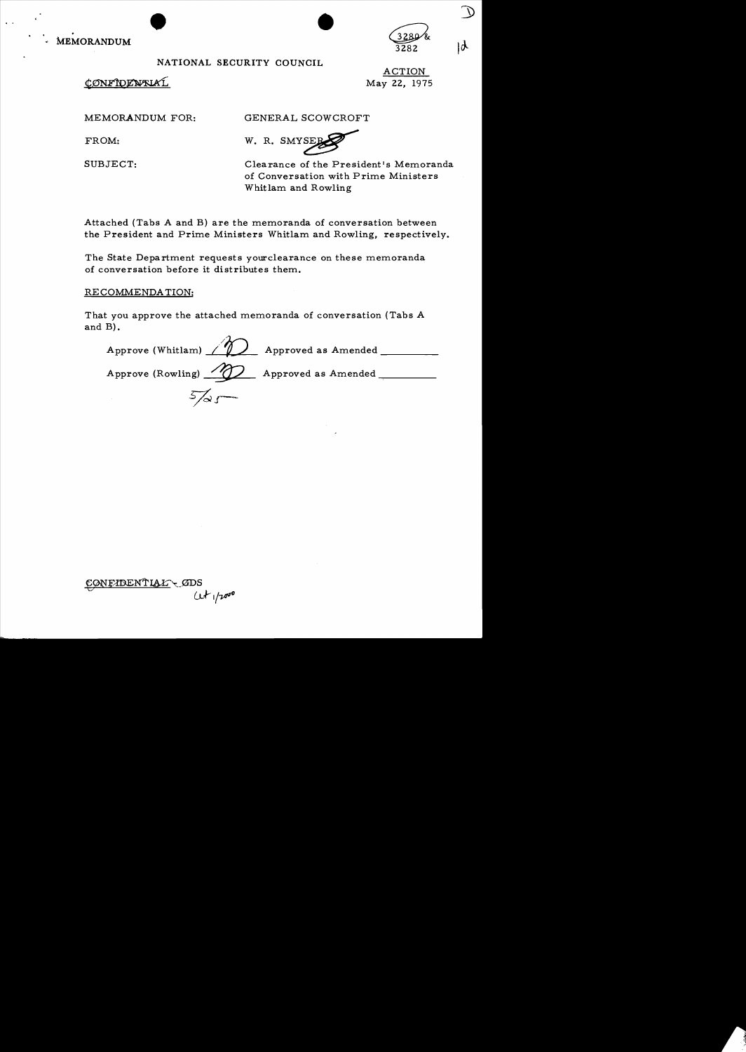MEMORANDUM

3280 & 3282

NATIONAL SECURITY COUNCIL

CONFIDENTIAL

ACTION
May 22, 1975

MEMORANDUM FOR: GENERAL SCOWCROFT

FROM: W. R. SMYSER

SUBJECT: Clearance of the President's Memoranda of Conversation with Prime Ministers Whitlam and Rowling

Attached (Tabs A and B) are the memoranda of conversation between the President and Prime Ministers Whitlam and Rowling, respectively.

The State Department requests yourclearance on these memoranda of conversation before it distributes them.

RECOMMENDATION:

That you approve the attached memoranda of conversation (Tabs A and B).

Approve (Whitlam) BS Approved as Amended __________

Approve (Rowling) BS Approved as Amended __________

5/25

CONFIDENTIAL - GDS
(ut 1/2000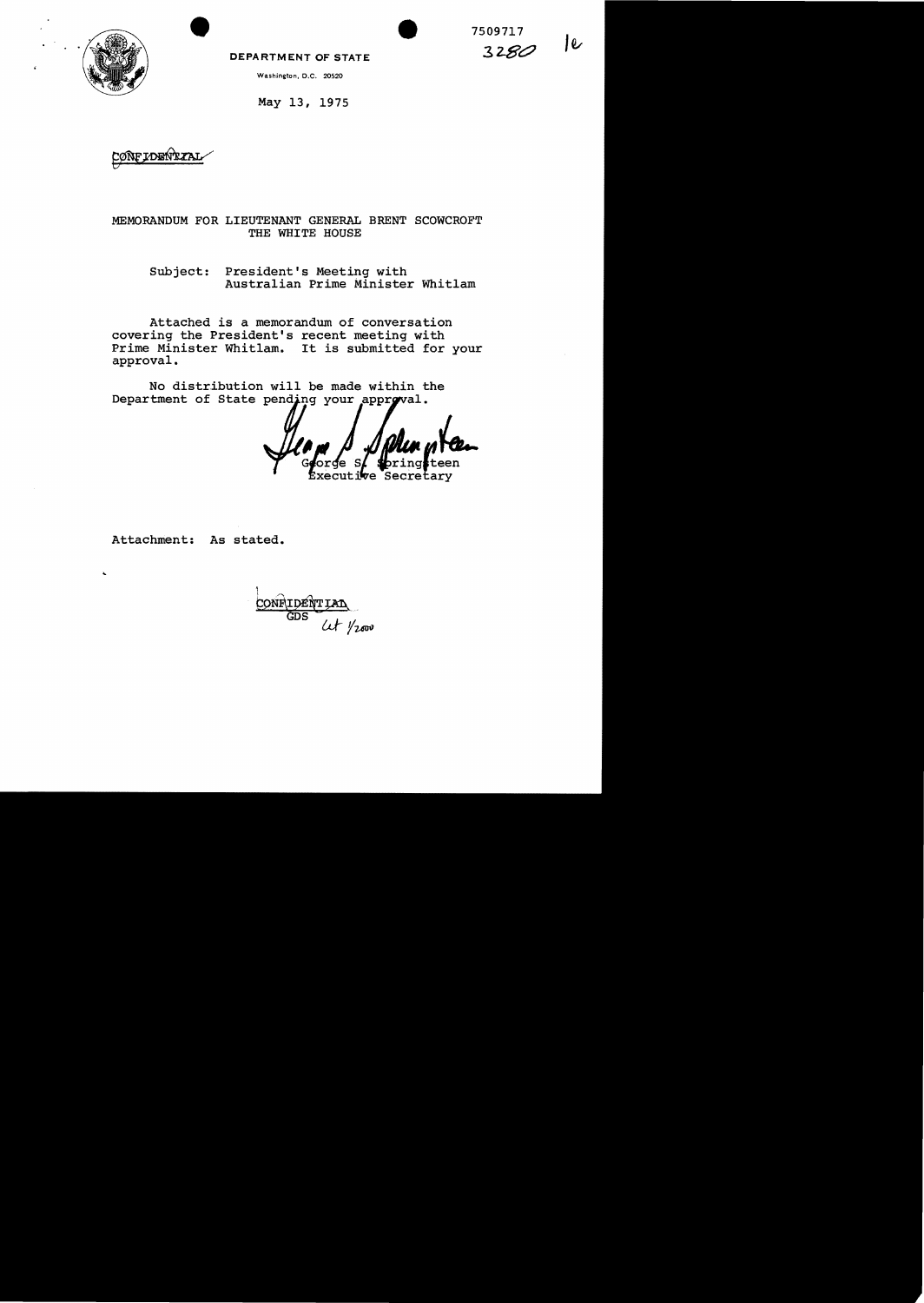7509717

3280

DEPARTMENT OF STATE

Washington, D.C. 20520

May 13, 1975

CONFIDENTIAL

MEMORANDUM FOR LIEUTENANT GENERAL BRENT SCOWCROFT
THE WHITE HOUSE

Subject: President's Meeting with Australian Prime Minister Whitlam

Attached is a memorandum of conversation covering the President's recent meeting with Prime Minister Whitlam. It is submitted for your approval.

No distribution will be made within the Department of State pending your approval.

George S. Springsteen
Executive Secretary

Attachment: As stated.

CONFIDENTIAL
GDS